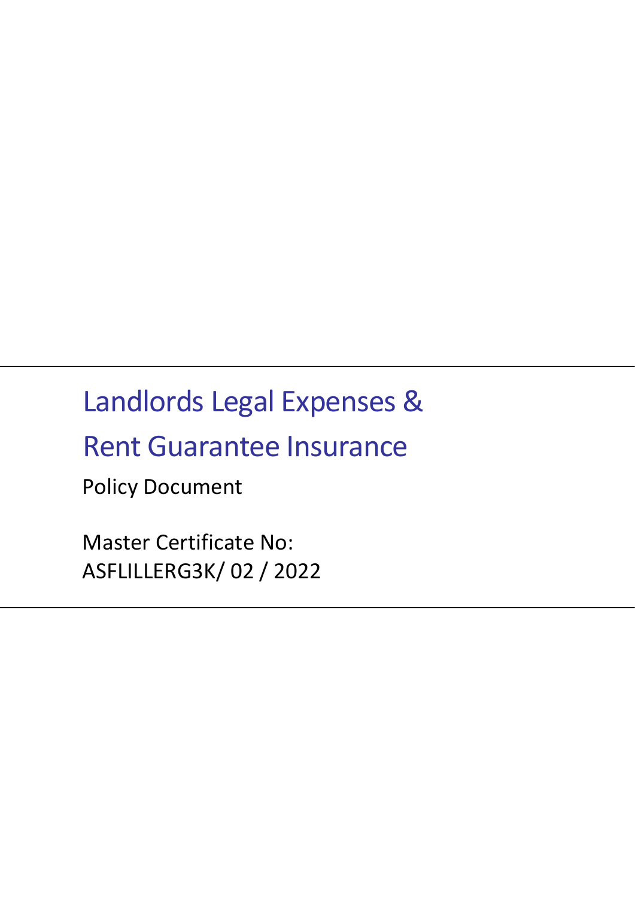# Landlords Legal Expenses & Rent Guarantee Insurance

Policy Document

Master Certificate No:
ASFLILLERG3K/ 02 / 2022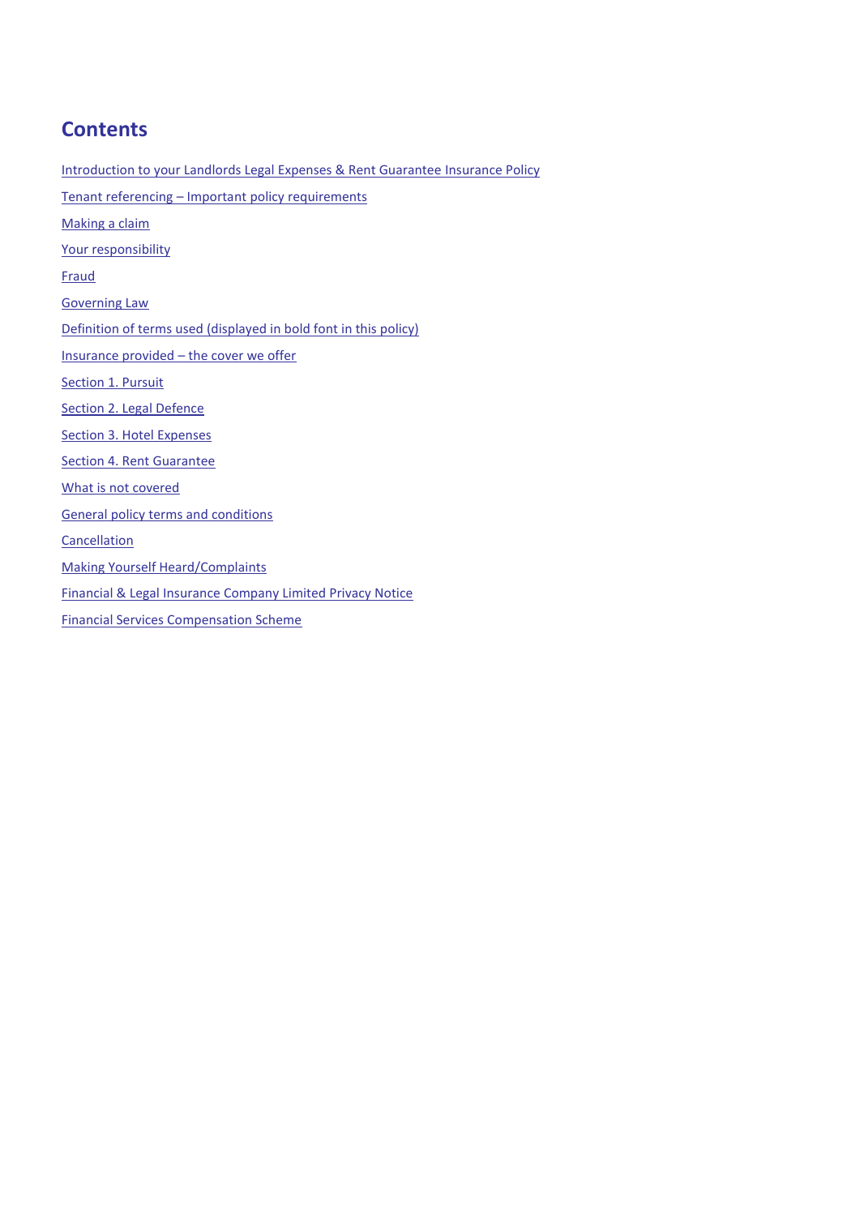# Contents

Introduction to your Landlords Legal Expenses & Rent Guarantee Insurance Policy

Tenant referencing – Important policy requirements

Making a claim

Your responsibility

Fraud

Governing Law

Definition of terms used (displayed in bold font in this policy)

Insurance provided – the cover we offer

Section 1. Pursuit

Section 2. Legal Defence

Section 3. Hotel Expenses

Section 4. Rent Guarantee

What is not covered

General policy terms and conditions

Cancellation

Making Yourself Heard/Complaints

Financial & Legal Insurance Company Limited Privacy Notice

Financial Services Compensation Scheme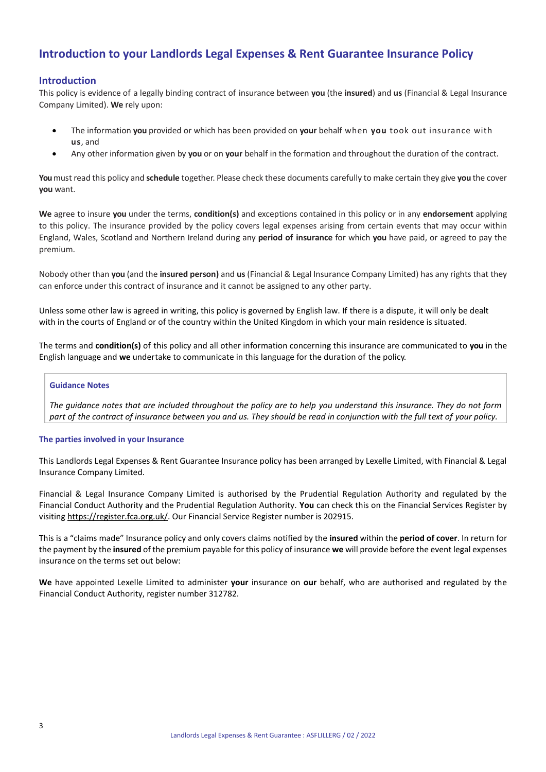# Introduction to your Landlords Legal Expenses & Rent Guarantee Insurance Policy

## Introduction

This policy is evidence of a legally binding contract of insurance between **you** (the **insured**) and **us** (Financial & Legal Insurance Company Limited). **We** rely upon:

- The information **you** provided or which has been provided on **your** behalf when **you** took out insurance with **us**, and
- Any other information given by **you** or on **your** behalf in the formation and throughout the duration of the contract.

**You** must read this policy and **schedule** together. Please check these documents carefully to make certain they give **you** the cover **you** want.

**We** agree to insure **you** under the terms, **condition(s)** and exceptions contained in this policy or in any **endorsement** applying to this policy. The insurance provided by the policy covers legal expenses arising from certain events that may occur within England, Wales, Scotland and Northern Ireland during any **period of insurance** for which **you** have paid, or agreed to pay the premium.

Nobody other than **you** (and the **insured person)** and **us** (Financial & Legal Insurance Company Limited) has any rights that they can enforce under this contract of insurance and it cannot be assigned to any other party.

Unless some other law is agreed in writing, this policy is governed by English law. If there is a dispute, it will only be dealt with in the courts of England or of the country within the United Kingdom in which your main residence is situated.

The terms and **condition(s)** of this policy and all other information concerning this insurance are communicated to **you** in the English language and **we** undertake to communicate in this language for the duration of the policy.

> **Guidance Notes**
>
> *The guidance notes that are included throughout the policy are to help you understand this insurance. They do not form part of the contract of insurance between you and us. They should be read in conjunction with the full text of your policy.*

### The parties involved in your Insurance

This Landlords Legal Expenses & Rent Guarantee Insurance policy has been arranged by Lexelle Limited, with Financial & Legal Insurance Company Limited.

Financial & Legal Insurance Company Limited is authorised by the Prudential Regulation Authority and regulated by the Financial Conduct Authority and the Prudential Regulation Authority. **You** can check this on the Financial Services Register by visiting https://register.fca.org.uk/. Our Financial Service Register number is 202915.

This is a "claims made" Insurance policy and only covers claims notified by the **insured** within the **period of cover**. In return for the payment by the **insured** of the premium payable for this policy of insurance **we** will provide before the event legal expenses insurance on the terms set out below:

**We** have appointed Lexelle Limited to administer **your** insurance on **our** behalf, who are authorised and regulated by the Financial Conduct Authority, register number 312782.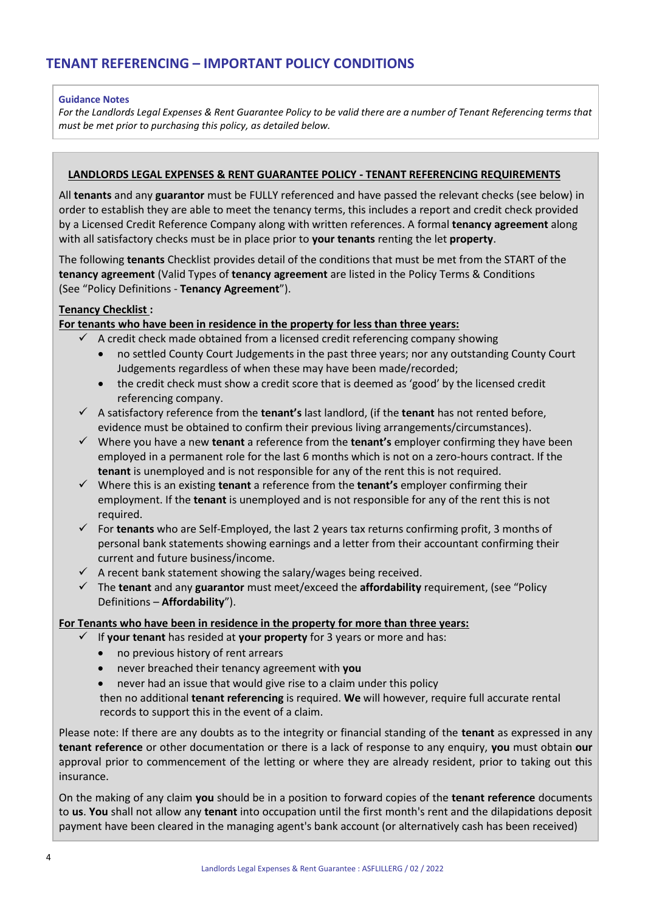# TENANT REFERENCING – IMPORTANT POLICY CONDITIONS

**Guidance Notes**

*For the Landlords Legal Expenses & Rent Guarantee Policy to be valid there are a number of Tenant Referencing terms that must be met prior to purchasing this policy, as detailed below.*

**LANDLORDS LEGAL EXPENSES & RENT GUARANTEE POLICY - TENANT REFERENCING REQUIREMENTS**

All **tenants** and any **guarantor** must be FULLY referenced and have passed the relevant checks (see below) in order to establish they are able to meet the tenancy terms, this includes a report and credit check provided by a Licensed Credit Reference Company along with written references. A formal **tenancy agreement** along with all satisfactory checks must be in place prior to **your tenants** renting the let **property**.

The following **tenants** Checklist provides detail of the conditions that must be met from the START of the **tenancy agreement** (Valid Types of **tenancy agreement** are listed in the Policy Terms & Conditions (See "Policy Definitions - **Tenancy Agreement**").

**Tenancy Checklist :**

**For tenants who have been in residence in the property for less than three years:**

- ✓ A credit check made obtained from a licensed credit referencing company showing
  - no settled County Court Judgements in the past three years; nor any outstanding County Court Judgements regardless of when these may have been made/recorded;
  - the credit check must show a credit score that is deemed as 'good' by the licensed credit referencing company.
- ✓ A satisfactory reference from the **tenant's** last landlord, (if the **tenant** has not rented before, evidence must be obtained to confirm their previous living arrangements/circumstances).
- ✓ Where you have a new **tenant** a reference from the **tenant's** employer confirming they have been employed in a permanent role for the last 6 months which is not on a zero-hours contract. If the **tenant** is unemployed and is not responsible for any of the rent this is not required.
- ✓ Where this is an existing **tenant** a reference from the **tenant's** employer confirming their employment. If the **tenant** is unemployed and is not responsible for any of the rent this is not required.
- ✓ For **tenants** who are Self-Employed, the last 2 years tax returns confirming profit, 3 months of personal bank statements showing earnings and a letter from their accountant confirming their current and future business/income.
- ✓ A recent bank statement showing the salary/wages being received.
- ✓ The **tenant** and any **guarantor** must meet/exceed the **affordability** requirement, (see "Policy Definitions – **Affordability**").

**For Tenants who have been in residence in the property for more than three years:**

- ✓ If **your tenant** has resided at **your property** for 3 years or more and has:
  - no previous history of rent arrears
  - never breached their tenancy agreement with **you**
  - never had an issue that would give rise to a claim under this policy

  then no additional **tenant referencing** is required. **We** will however, require full accurate rental records to support this in the event of a claim.

Please note: If there are any doubts as to the integrity or financial standing of the **tenant** as expressed in any **tenant reference** or other documentation or there is a lack of response to any enquiry, **you** must obtain **our** approval prior to commencement of the letting or where they are already resident, prior to taking out this insurance.

On the making of any claim **you** should be in a position to forward copies of the **tenant reference** documents to **us**. **You** shall not allow any **tenant** into occupation until the first month's rent and the dilapidations deposit payment have been cleared in the managing agent's bank account (or alternatively cash has been received)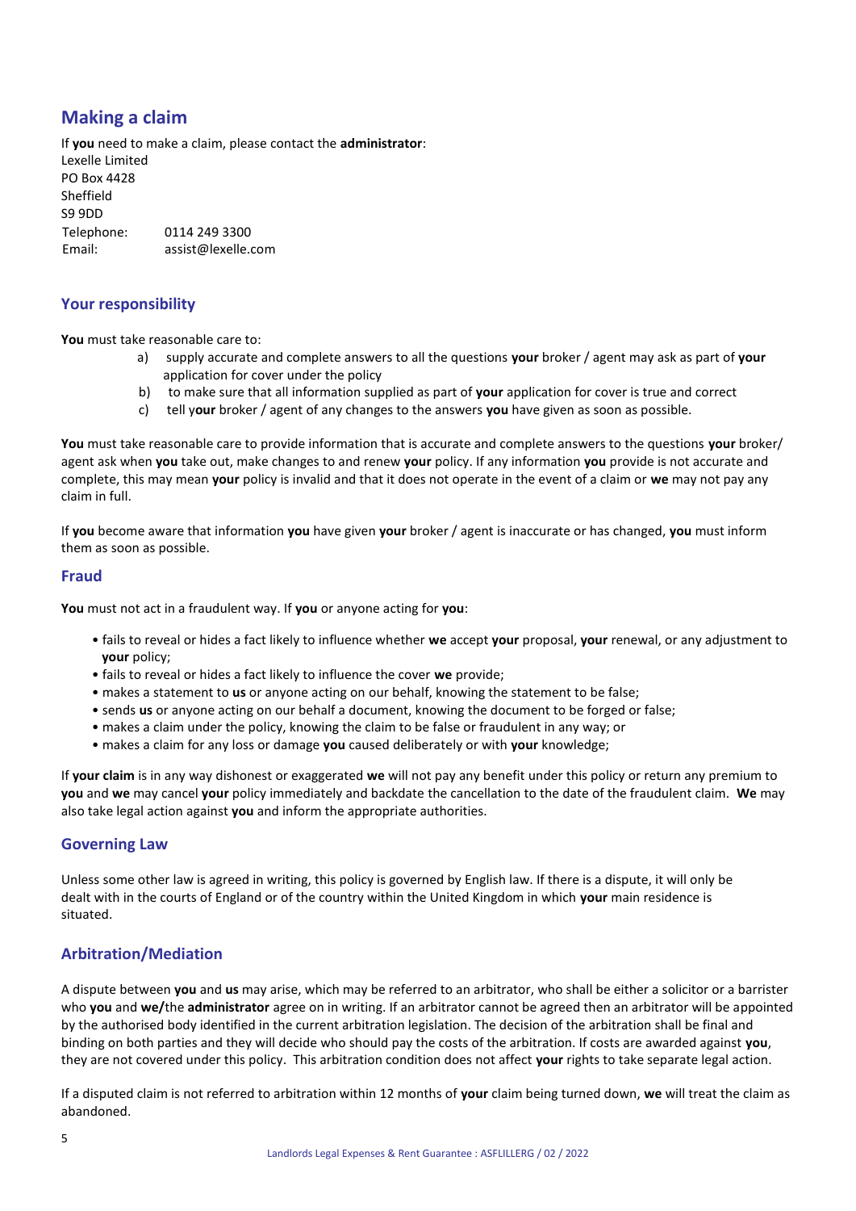## Making a claim

If **you** need to make a claim, please contact the **administrator**:
Lexelle Limited
PO Box 4428
Sheffield
S9 9DD
Telephone: 0114 249 3300
Email: assist@lexelle.com

## Your responsibility

**You** must take reasonable care to:

a) supply accurate and complete answers to all the questions **your** broker / agent may ask as part of **your** application for cover under the policy
b) to make sure that all information supplied as part of **your** application for cover is true and correct
c) tell y**our** broker / agent of any changes to the answers **you** have given as soon as possible.

**You** must take reasonable care to provide information that is accurate and complete answers to the questions **your** broker/ agent ask when **you** take out, make changes to and renew **your** policy. If any information **you** provide is not accurate and complete, this may mean **your** policy is invalid and that it does not operate in the event of a claim or **we** may not pay any claim in full.

If **you** become aware that information **you** have given **your** broker / agent is inaccurate or has changed, **you** must inform them as soon as possible.

## Fraud

**You** must not act in a fraudulent way. If **you** or anyone acting for **you**:

- fails to reveal or hides a fact likely to influence whether **we** accept **your** proposal, **your** renewal, or any adjustment to **your** policy;
- fails to reveal or hides a fact likely to influence the cover **we** provide;
- makes a statement to **us** or anyone acting on our behalf, knowing the statement to be false;
- sends **us** or anyone acting on our behalf a document, knowing the document to be forged or false;
- makes a claim under the policy, knowing the claim to be false or fraudulent in any way; or
- makes a claim for any loss or damage **you** caused deliberately or with **your** knowledge;

If **your claim** is in any way dishonest or exaggerated **we** will not pay any benefit under this policy or return any premium to **you** and **we** may cancel **your** policy immediately and backdate the cancellation to the date of the fraudulent claim. **We** may also take legal action against **you** and inform the appropriate authorities.

## Governing Law

Unless some other law is agreed in writing, this policy is governed by English law. If there is a dispute, it will only be dealt with in the courts of England or of the country within the United Kingdom in which **your** main residence is situated.

## Arbitration/Mediation

A dispute between **you** and **us** may arise, which may be referred to an arbitrator, who shall be either a solicitor or a barrister who **you** and **we/**the **administrator** agree on in writing. If an arbitrator cannot be agreed then an arbitrator will be appointed by the authorised body identified in the current arbitration legislation. The decision of the arbitration shall be final and binding on both parties and they will decide who should pay the costs of the arbitration. If costs are awarded against **you**, they are not covered under this policy. This arbitration condition does not affect **your** rights to take separate legal action.

If a disputed claim is not referred to arbitration within 12 months of **your** claim being turned down, **we** will treat the claim as abandoned.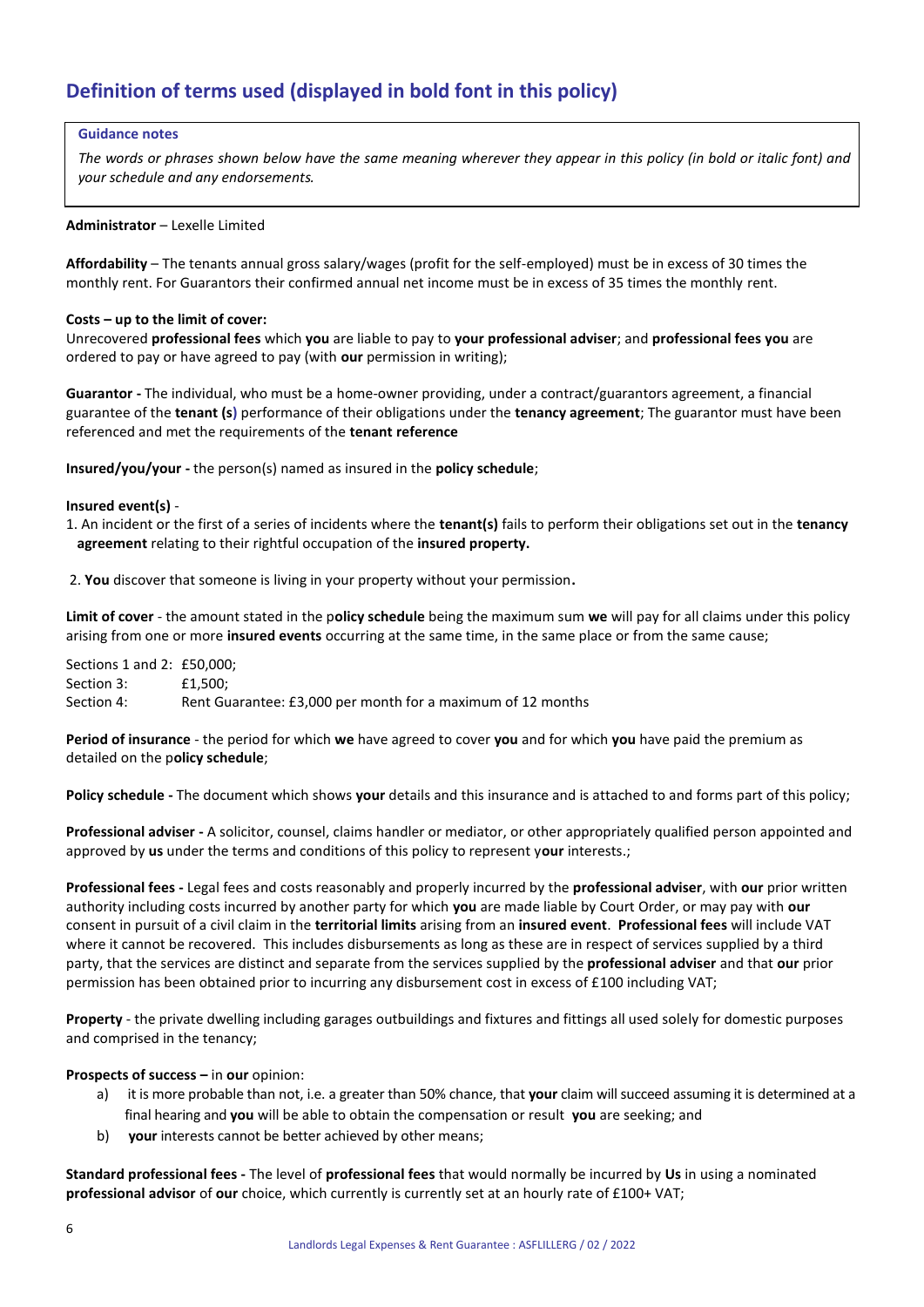## Definition of terms used (displayed in bold font in this policy)

> **Guidance notes**
>
> *The words or phrases shown below have the same meaning wherever they appear in this policy (in bold or italic font) and your schedule and any endorsements.*

**Administrator** – Lexelle Limited

**Affordability** – The tenants annual gross salary/wages (profit for the self-employed) must be in excess of 30 times the monthly rent. For Guarantors their confirmed annual net income must be in excess of 35 times the monthly rent.

**Costs – up to the limit of cover:**
Unrecovered **professional fees** which **you** are liable to pay to **your professional adviser**; and **professional fees you** are ordered to pay or have agreed to pay (with **our** permission in writing);

**Guarantor -** The individual, who must be a home-owner providing, under a contract/guarantors agreement, a financial guarantee of the **tenant (s)** performance of their obligations under the **tenancy agreement**; The guarantor must have been referenced and met the requirements of the **tenant reference**

**Insured/you/your -** the person(s) named as insured in the **policy schedule**;

**Insured event(s)** -

1. An incident or the first of a series of incidents where the **tenant(s)** fails to perform their obligations set out in the **tenancy agreement** relating to their rightful occupation of the **insured property.**

2. **You** discover that someone is living in your property without your permission**.**

**Limit of cover** - the amount stated in the p**olicy schedule** being the maximum sum **we** will pay for all claims under this policy arising from one or more **insured events** occurring at the same time, in the same place or from the same cause;

Sections 1 and 2: £50,000;
Section 3: £1,500;
Section 4: Rent Guarantee: £3,000 per month for a maximum of 12 months

**Period of insurance** - the period for which **we** have agreed to cover **you** and for which **you** have paid the premium as detailed on the p**olicy schedule**;

**Policy schedule -** The document which shows **your** details and this insurance and is attached to and forms part of this policy;

**Professional adviser -** A solicitor, counsel, claims handler or mediator, or other appropriately qualified person appointed and approved by **us** under the terms and conditions of this policy to represent y**our** interests.;

**Professional fees -** Legal fees and costs reasonably and properly incurred by the **professional adviser**, with **our** prior written authority including costs incurred by another party for which **you** are made liable by Court Order, or may pay with **our** consent in pursuit of a civil claim in the **territorial limits** arising from an **insured event**. **Professional fees** will include VAT where it cannot be recovered. This includes disbursements as long as these are in respect of services supplied by a third party, that the services are distinct and separate from the services supplied by the **professional adviser** and that **our** prior permission has been obtained prior to incurring any disbursement cost in excess of £100 including VAT;

**Property** - the private dwelling including garages outbuildings and fixtures and fittings all used solely for domestic purposes and comprised in the tenancy;

**Prospects of success –** in **our** opinion:

a) it is more probable than not, i.e. a greater than 50% chance, that **your** claim will succeed assuming it is determined at a final hearing and **you** will be able to obtain the compensation or result **you** are seeking; and
b) **your** interests cannot be better achieved by other means;

**Standard professional fees -** The level of **professional fees** that would normally be incurred by **Us** in using a nominated **professional advisor** of **our** choice, which currently is currently set at an hourly rate of £100+ VAT;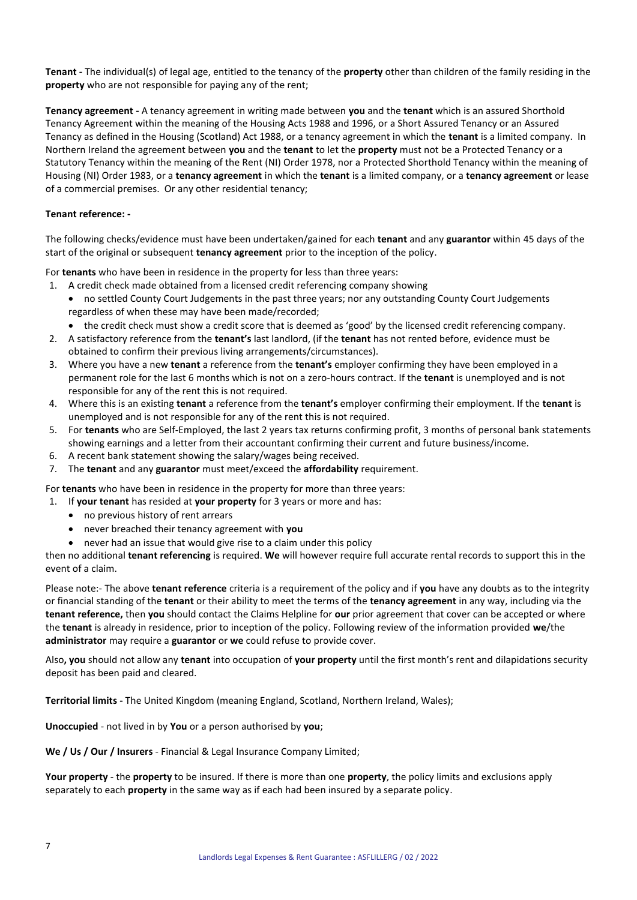**Tenant -** The individual(s) of legal age, entitled to the tenancy of the **property** other than children of the family residing in the **property** who are not responsible for paying any of the rent;

**Tenancy agreement -** A tenancy agreement in writing made between **you** and the **tenant** which is an assured Shorthold Tenancy Agreement within the meaning of the Housing Acts 1988 and 1996, or a Short Assured Tenancy or an Assured Tenancy as defined in the Housing (Scotland) Act 1988, or a tenancy agreement in which the **tenant** is a limited company. In Northern Ireland the agreement between **you** and the **tenant** to let the **property** must not be a Protected Tenancy or a Statutory Tenancy within the meaning of the Rent (NI) Order 1978, nor a Protected Shorthold Tenancy within the meaning of Housing (NI) Order 1983, or a **tenancy agreement** in which the **tenant** is a limited company, or a **tenancy agreement** or lease of a commercial premises. Or any other residential tenancy;

**Tenant reference: -**

The following checks/evidence must have been undertaken/gained for each **tenant** and any **guarantor** within 45 days of the start of the original or subsequent **tenancy agreement** prior to the inception of the policy.

For **tenants** who have been in residence in the property for less than three years:

1. A credit check made obtained from a licensed credit referencing company showing
   - no settled County Court Judgements in the past three years; nor any outstanding County Court Judgements regardless of when these may have been made/recorded;
   - the credit check must show a credit score that is deemed as 'good' by the licensed credit referencing company.
2. A satisfactory reference from the **tenant's** last landlord, (if the **tenant** has not rented before, evidence must be obtained to confirm their previous living arrangements/circumstances).
3. Where you have a new **tenant** a reference from the **tenant's** employer confirming they have been employed in a permanent role for the last 6 months which is not on a zero-hours contract. If the **tenant** is unemployed and is not responsible for any of the rent this is not required.
4. Where this is an existing **tenant** a reference from the **tenant's** employer confirming their employment. If the **tenant** is unemployed and is not responsible for any of the rent this is not required.
5. For **tenants** who are Self-Employed, the last 2 years tax returns confirming profit, 3 months of personal bank statements showing earnings and a letter from their accountant confirming their current and future business/income.
6. A recent bank statement showing the salary/wages being received.
7. The **tenant** and any **guarantor** must meet/exceed the **affordability** requirement.

For **tenants** who have been in residence in the property for more than three years:

1. If **your tenant** has resided at **your property** for 3 years or more and has:
   - no previous history of rent arrears
   - never breached their tenancy agreement with **you**
   - never had an issue that would give rise to a claim under this policy

then no additional **tenant referencing** is required. **We** will however require full accurate rental records to support this in the event of a claim.

Please note:- The above **tenant reference** criteria is a requirement of the policy and if **you** have any doubts as to the integrity or financial standing of the **tenant** or their ability to meet the terms of the **tenancy agreement** in any way, including via the **tenant reference,** then **you** should contact the Claims Helpline for **our** prior agreement that cover can be accepted or where the **tenant** is already in residence, prior to inception of the policy. Following review of the information provided **we**/the **administrator** may require a **guarantor** or **we** could refuse to provide cover.

Also**, you** should not allow any **tenant** into occupation of **your property** until the first month's rent and dilapidations security deposit has been paid and cleared.

**Territorial limits -** The United Kingdom (meaning England, Scotland, Northern Ireland, Wales);

**Unoccupied** - not lived in by **You** or a person authorised by **you**;

**We / Us / Our / Insurers** - Financial & Legal Insurance Company Limited;

**Your property** - the **property** to be insured. If there is more than one **property**, the policy limits and exclusions apply separately to each **property** in the same way as if each had been insured by a separate policy.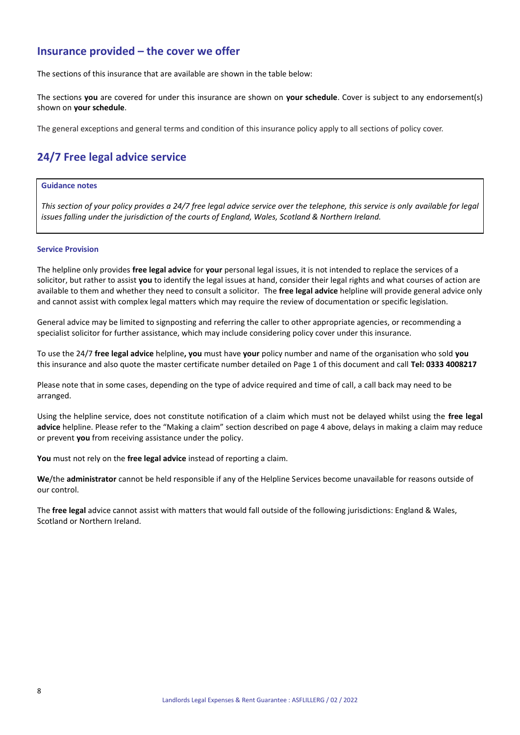## Insurance provided – the cover we offer

The sections of this insurance that are available are shown in the table below:

The sections **you** are covered for under this insurance are shown on **your schedule**. Cover is subject to any endorsement(s) shown on **your schedule**.

The general exceptions and general terms and condition of this insurance policy apply to all sections of policy cover.

## 24/7 Free legal advice service

**Guidance notes**

*This section of your policy provides a 24/7 free legal advice service over the telephone, this service is only available for legal issues falling under the jurisdiction of the courts of England, Wales, Scotland & Northern Ireland.*

### Service Provision

The helpline only provides **free legal advice** for **your** personal legal issues, it is not intended to replace the services of a solicitor, but rather to assist **you** to identify the legal issues at hand, consider their legal rights and what courses of action are available to them and whether they need to consult a solicitor. The **free legal advice** helpline will provide general advice only and cannot assist with complex legal matters which may require the review of documentation or specific legislation.

General advice may be limited to signposting and referring the caller to other appropriate agencies, or recommending a specialist solicitor for further assistance, which may include considering policy cover under this insurance.

To use the 24/7 **free legal advice** helpline**, you** must have **your** policy number and name of the organisation who sold **you** this insurance and also quote the master certificate number detailed on Page 1 of this document and call **Tel: 0333 4008217**

Please note that in some cases, depending on the type of advice required and time of call, a call back may need to be arranged.

Using the helpline service, does not constitute notification of a claim which must not be delayed whilst using the **free legal advice** helpline. Please refer to the "Making a claim" section described on page 4 above, delays in making a claim may reduce or prevent **you** from receiving assistance under the policy.

**You** must not rely on the **free legal advice** instead of reporting a claim.

**We**/the **administrator** cannot be held responsible if any of the Helpline Services become unavailable for reasons outside of our control.

The **free legal** advice cannot assist with matters that would fall outside of the following jurisdictions: England & Wales, Scotland or Northern Ireland.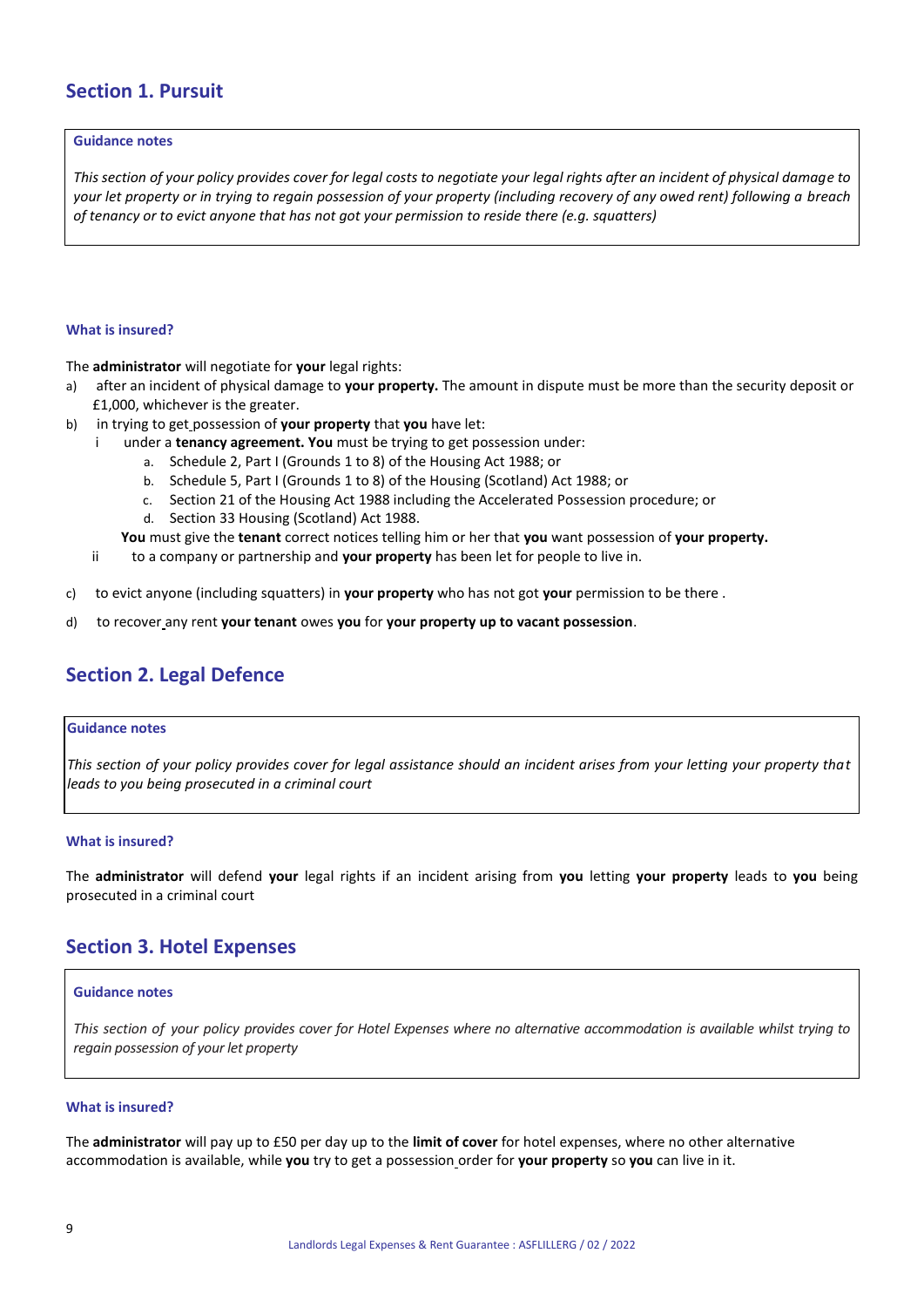## Section 1. Pursuit

**Guidance notes**

*This section of your policy provides cover for legal costs to negotiate your legal rights after an incident of physical damage to your let property or in trying to regain possession of your property (including recovery of any owed rent) following a breach of tenancy or to evict anyone that has not got your permission to reside there (e.g. squatters)*

**What is insured?**

The **administrator** will negotiate for **your** legal rights:

a) after an incident of physical damage to **your property.** The amount in dispute must be more than the security deposit or £1,000, whichever is the greater.

b) in trying to get possession of **your property** that **you** have let:

   i under a **tenancy agreement. You** must be trying to get possession under:

      a. Schedule 2, Part I (Grounds 1 to 8) of the Housing Act 1988; or
      b. Schedule 5, Part I (Grounds 1 to 8) of the Housing (Scotland) Act 1988; or
      c. Section 21 of the Housing Act 1988 including the Accelerated Possession procedure; or
      d. Section 33 Housing (Scotland) Act 1988.

   **You** must give the **tenant** correct notices telling him or her that **you** want possession of **your property.**

   ii to a company or partnership and **your property** has been let for people to live in.

c) to evict anyone (including squatters) in **your property** who has not got **your** permission to be there .

d) to recover any rent **your tenant** owes **you** for **your property up to vacant possession**.

## Section 2. Legal Defence

**Guidance notes**

*This section of your policy provides cover for legal assistance should an incident arises from your letting your property that leads to you being prosecuted in a criminal court*

**What is insured?**

The **administrator** will defend **your** legal rights if an incident arising from **you** letting **your property** leads to **you** being prosecuted in a criminal court

## Section 3. Hotel Expenses

**Guidance notes**

*This section of your policy provides cover for Hotel Expenses where no alternative accommodation is available whilst trying to regain possession of your let property*

**What is insured?**

The **administrator** will pay up to £50 per day up to the **limit of cover** for hotel expenses, where no other alternative accommodation is available, while **you** try to get a possession order for **your property** so **you** can live in it.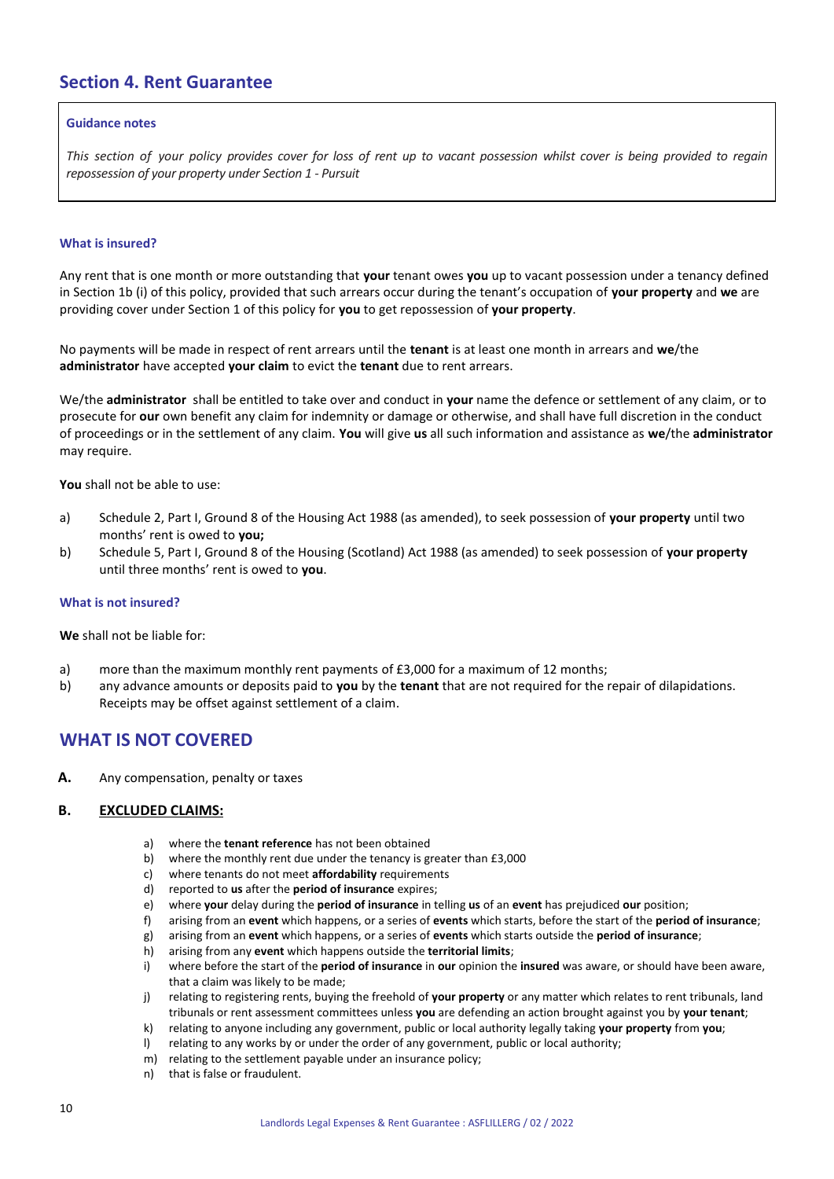## Section 4. Rent Guarantee

**Guidance notes**

*This section of your policy provides cover for loss of rent up to vacant possession whilst cover is being provided to regain repossession of your property under Section 1 - Pursuit*

### What is insured?

Any rent that is one month or more outstanding that **your** tenant owes **you** up to vacant possession under a tenancy defined in Section 1b (i) of this policy, provided that such arrears occur during the tenant's occupation of **your property** and **we** are providing cover under Section 1 of this policy for **you** to get repossession of **your property**.

No payments will be made in respect of rent arrears until the **tenant** is at least one month in arrears and **we**/the **administrator** have accepted **your claim** to evict the **tenant** due to rent arrears.

We/the **administrator** shall be entitled to take over and conduct in **your** name the defence or settlement of any claim, or to prosecute for **our** own benefit any claim for indemnity or damage or otherwise, and shall have full discretion in the conduct of proceedings or in the settlement of any claim. **You** will give **us** all such information and assistance as **we**/the **administrator** may require.

**You** shall not be able to use:

a) Schedule 2, Part I, Ground 8 of the Housing Act 1988 (as amended), to seek possession of **your property** until two months' rent is owed to **you;**
b) Schedule 5, Part I, Ground 8 of the Housing (Scotland) Act 1988 (as amended) to seek possession of **your property** until three months' rent is owed to **you**.

### What is not insured?

**We** shall not be liable for:

a) more than the maximum monthly rent payments of £3,000 for a maximum of 12 months;
b) any advance amounts or deposits paid to **you** by the **tenant** that are not required for the repair of dilapidations. Receipts may be offset against settlement of a claim.

## WHAT IS NOT COVERED

**A.** Any compensation, penalty or taxes

**B. EXCLUDED CLAIMS:**

a) where the **tenant reference** has not been obtained
b) where the monthly rent due under the tenancy is greater than £3,000
c) where tenants do not meet **affordability** requirements
d) reported to **us** after the **period of insurance** expires;
e) where **your** delay during the **period of insurance** in telling **us** of an **event** has prejudiced **our** position;
f) arising from an **event** which happens, or a series of **events** which starts, before the start of the **period of insurance**;
g) arising from an **event** which happens, or a series of **events** which starts outside the **period of insurance**;
h) arising from any **event** which happens outside the **territorial limits**;
i) where before the start of the **period of insurance** in **our** opinion the **insured** was aware, or should have been aware, that a claim was likely to be made;
j) relating to registering rents, buying the freehold of **your property** or any matter which relates to rent tribunals, land tribunals or rent assessment committees unless **you** are defending an action brought against you by **your tenant**;
k) relating to anyone including any government, public or local authority legally taking **your property** from **you**;
l) relating to any works by or under the order of any government, public or local authority;
m) relating to the settlement payable under an insurance policy;
n) that is false or fraudulent.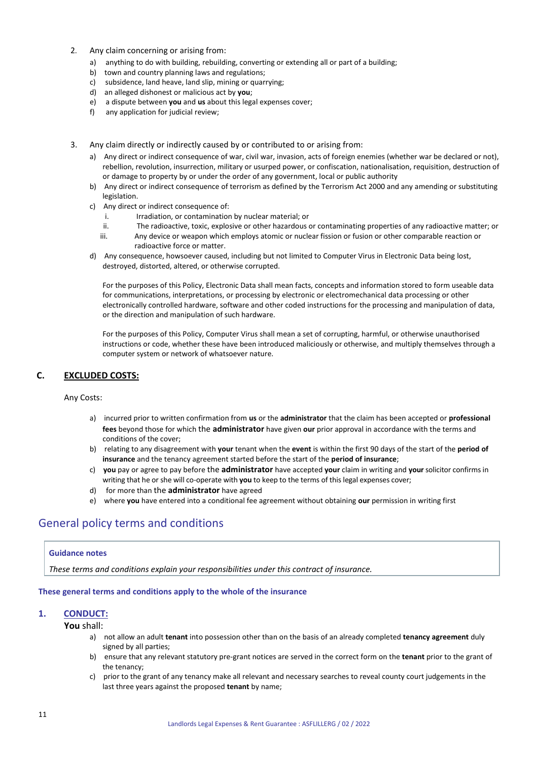2. Any claim concerning or arising from:
   a) anything to do with building, rebuilding, converting or extending all or part of a building;
   b) town and country planning laws and regulations;
   c) subsidence, land heave, land slip, mining or quarrying;
   d) an alleged dishonest or malicious act by **you**;
   e) a dispute between **you** and **us** about this legal expenses cover;
   f) any application for judicial review;

3. Any claim directly or indirectly caused by or contributed to or arising from:
   a) Any direct or indirect consequence of war, civil war, invasion, acts of foreign enemies (whether war be declared or not), rebellion, revolution, insurrection, military or usurped power, or confiscation, nationalisation, requisition, destruction of or damage to property by or under the order of any government, local or public authority
   b) Any direct or indirect consequence of terrorism as defined by the Terrorism Act 2000 and any amending or substituting legislation.
   c) Any direct or indirect consequence of:
      i. Irradiation, or contamination by nuclear material; or
      ii. The radioactive, toxic, explosive or other hazardous or contaminating properties of any radioactive matter; or
      iii. Any device or weapon which employs atomic or nuclear fission or fusion or other comparable reaction or radioactive force or matter.
   d) Any consequence, howsoever caused, including but not limited to Computer Virus in Electronic Data being lost, destroyed, distorted, altered, or otherwise corrupted.

      For the purposes of this Policy, Electronic Data shall mean facts, concepts and information stored to form useable data for communications, interpretations, or processing by electronic or electromechanical data processing or other electronically controlled hardware, software and other coded instructions for the processing and manipulation of data, or the direction and manipulation of such hardware.

      For the purposes of this Policy, Computer Virus shall mean a set of corrupting, harmful, or otherwise unauthorised instructions or code, whether these have been introduced maliciously or otherwise, and multiply themselves through a computer system or network of whatsoever nature.

### C. EXCLUDED COSTS:

Any Costs:

a) incurred prior to written confirmation from **us** or the **administrator** that the claim has been accepted or **professional fees** beyond those for which the **administrator** have given **our** prior approval in accordance with the terms and conditions of the cover;
b) relating to any disagreement with **your** tenant when the **event** is within the first 90 days of the start of the **period of insurance** and the tenancy agreement started before the start of the **period of insurance**;
c) **you** pay or agree to pay before the **administrator** have accepted **your** claim in writing and **your** solicitor confirms in writing that he or she will co-operate with **you** to keep to the terms of this legal expenses cover;
d) for more than the **administrator** have agreed
e) where **you** have entered into a conditional fee agreement without obtaining **our** permission in writing first

## General policy terms and conditions

**Guidance notes**

*These terms and conditions explain your responsibilities under this contract of insurance.*

**These general terms and conditions apply to the whole of the insurance**

### 1. CONDUCT:

**You** shall:

a) not allow an adult **tenant** into possession other than on the basis of an already completed **tenancy agreement** duly signed by all parties;
b) ensure that any relevant statutory pre-grant notices are served in the correct form on the **tenant** prior to the grant of the tenancy;
c) prior to the grant of any tenancy make all relevant and necessary searches to reveal county court judgements in the last three years against the proposed **tenant** by name;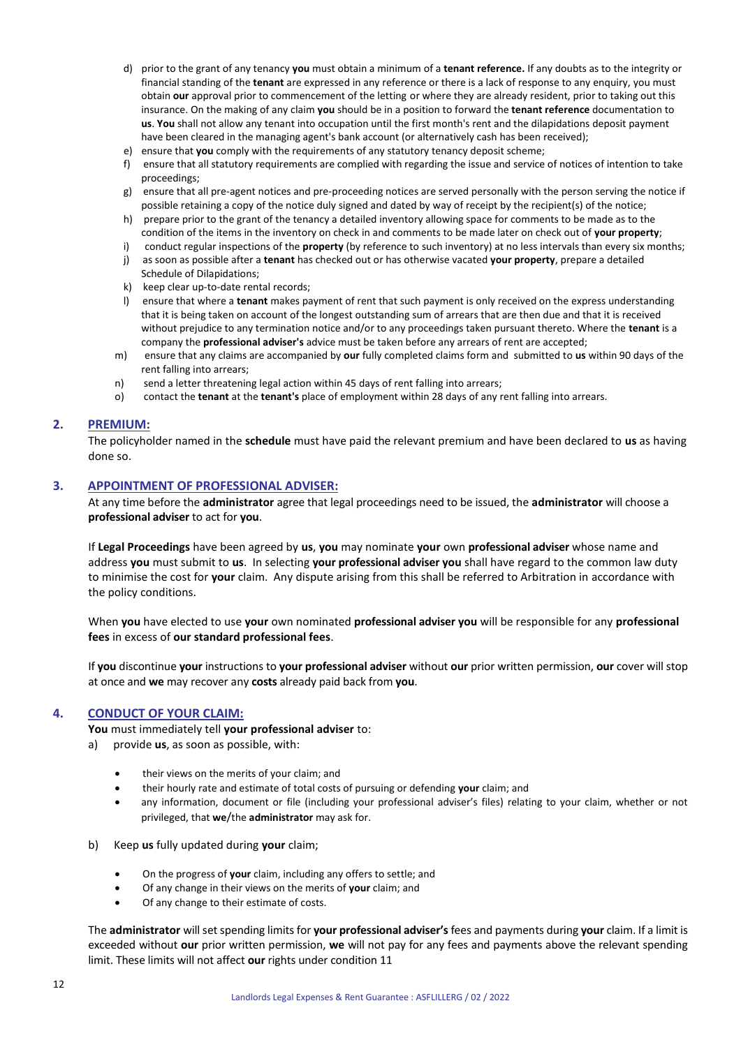d) prior to the grant of any tenancy **you** must obtain a minimum of a **tenant reference.** If any doubts as to the integrity or financial standing of the **tenant** are expressed in any reference or there is a lack of response to any enquiry, you must obtain **our** approval prior to commencement of the letting or where they are already resident, prior to taking out this insurance. On the making of any claim **you** should be in a position to forward the **tenant reference** documentation to **us**. **You** shall not allow any tenant into occupation until the first month's rent and the dilapidations deposit payment have been cleared in the managing agent's bank account (or alternatively cash has been received);

e) ensure that **you** comply with the requirements of any statutory tenancy deposit scheme;

f) ensure that all statutory requirements are complied with regarding the issue and service of notices of intention to take proceedings;

g) ensure that all pre-agent notices and pre-proceeding notices are served personally with the person serving the notice if possible retaining a copy of the notice duly signed and dated by way of receipt by the recipient(s) of the notice;

h) prepare prior to the grant of the tenancy a detailed inventory allowing space for comments to be made as to the condition of the items in the inventory on check in and comments to be made later on check out of **your property**;

i) conduct regular inspections of the **property** (by reference to such inventory) at no less intervals than every six months;

j) as soon as possible after a **tenant** has checked out or has otherwise vacated **your property**, prepare a detailed Schedule of Dilapidations;

k) keep clear up-to-date rental records;

l) ensure that where a **tenant** makes payment of rent that such payment is only received on the express understanding that it is being taken on account of the longest outstanding sum of arrears that are then due and that it is received without prejudice to any termination notice and/or to any proceedings taken pursuant thereto. Where the **tenant** is a company the **professional adviser's** advice must be taken before any arrears of rent are accepted;

m) ensure that any claims are accompanied by **our** fully completed claims form and submitted to **us** within 90 days of the rent falling into arrears;

n) send a letter threatening legal action within 45 days of rent falling into arrears;

o) contact the **tenant** at the **tenant's** place of employment within 28 days of any rent falling into arrears.

## 2. PREMIUM:

The policyholder named in the **schedule** must have paid the relevant premium and have been declared to **us** as having done so.

## 3. APPOINTMENT OF PROFESSIONAL ADVISER:

At any time before the **administrator** agree that legal proceedings need to be issued, the **administrator** will choose a **professional adviser** to act for **you**.

If **Legal Proceedings** have been agreed by **us**, **you** may nominate **your** own **professional adviser** whose name and address **you** must submit to **us**. In selecting **your professional adviser you** shall have regard to the common law duty to minimise the cost for **your** claim. Any dispute arising from this shall be referred to Arbitration in accordance with the policy conditions.

When **you** have elected to use **your** own nominated **professional adviser you** will be responsible for any **professional fees** in excess of **our standard professional fees**.

If **you** discontinue **your** instructions to **your professional adviser** without **our** prior written permission, **our** cover will stop at once and **we** may recover any **costs** already paid back from **you**.

## 4. CONDUCT OF YOUR CLAIM:

**You** must immediately tell **your professional adviser** to:

a) provide **us**, as soon as possible, with:

- their views on the merits of your claim; and
- their hourly rate and estimate of total costs of pursuing or defending **your** claim; and
- any information, document or file (including your professional adviser's files) relating to your claim, whether or not privileged, that **we**/the **administrator** may ask for.

b) Keep **us** fully updated during **your** claim;

- On the progress of **your** claim, including any offers to settle; and
- Of any change in their views on the merits of **your** claim; and
- Of any change to their estimate of costs.

The **administrator** will set spending limits for **your professional adviser's** fees and payments during **your** claim. If a limit is exceeded without **our** prior written permission, **we** will not pay for any fees and payments above the relevant spending limit. These limits will not affect **our** rights under condition 11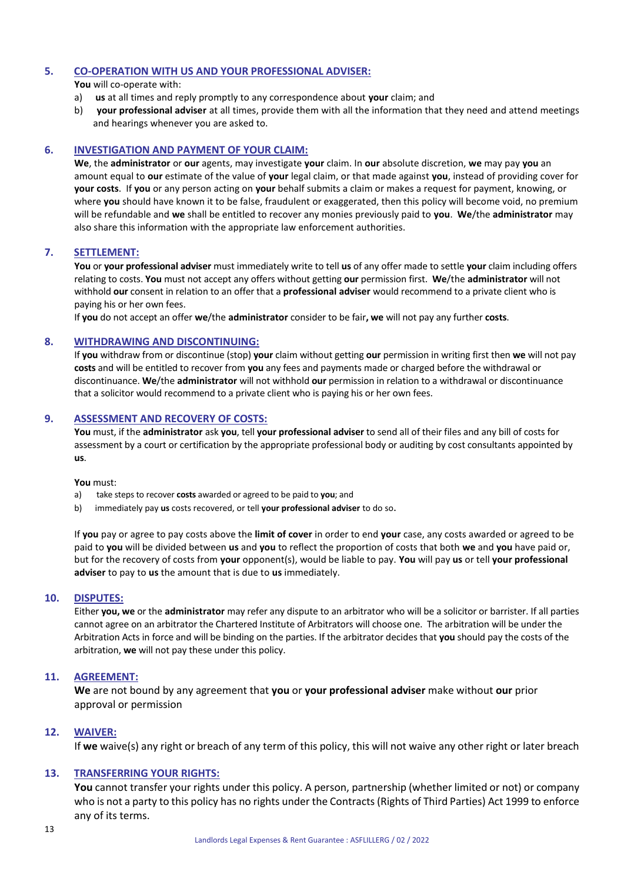## 5. CO-OPERATION WITH US AND YOUR PROFESSIONAL ADVISER:

**You** will co-operate with:

a) **us** at all times and reply promptly to any correspondence about **your** claim; and
b) **your professional adviser** at all times, provide them with all the information that they need and attend meetings and hearings whenever you are asked to.

## 6. INVESTIGATION AND PAYMENT OF YOUR CLAIM:

**We**, the **administrator** or **our** agents, may investigate **your** claim. In **our** absolute discretion, **we** may pay **you** an amount equal to **our** estimate of the value of **your** legal claim, or that made against **you**, instead of providing cover for **your costs**. If **you** or any person acting on **your** behalf submits a claim or makes a request for payment, knowing, or where **you** should have known it to be false, fraudulent or exaggerated, then this policy will become void, no premium will be refundable and **we** shall be entitled to recover any monies previously paid to **you**. **We**/the **administrator** may also share this information with the appropriate law enforcement authorities.

## 7. SETTLEMENT:

**You** or **your professional adviser** must immediately write to tell **us** of any offer made to settle **your** claim including offers relating to costs. **You** must not accept any offers without getting **our** permission first. **We**/the **administrator** will not withhold **our** consent in relation to an offer that a **professional adviser** would recommend to a private client who is paying his or her own fees.

If **you** do not accept an offer **we**/the **administrator** consider to be fair**, we** will not pay any further **costs**.

## 8. WITHDRAWING AND DISCONTINUING:

If **you** withdraw from or discontinue (stop) **your** claim without getting **our** permission in writing first then **we** will not pay **costs** and will be entitled to recover from **you** any fees and payments made or charged before the withdrawal or discontinuance. **We**/the **administrator** will not withhold **our** permission in relation to a withdrawal or discontinuance that a solicitor would recommend to a private client who is paying his or her own fees.

## 9. ASSESSMENT AND RECOVERY OF COSTS:

**You** must, if the **administrator** ask **you**, tell **your professional adviser** to send all of their files and any bill of costs for assessment by a court or certification by the appropriate professional body or auditing by cost consultants appointed by **us**.

**You** must:

a) take steps to recover **costs** awarded or agreed to be paid to **you**; and
b) immediately pay **us** costs recovered, or tell **your professional adviser** to do so.

If **you** pay or agree to pay costs above the **limit of cover** in order to end **your** case, any costs awarded or agreed to be paid to **you** will be divided between **us** and **you** to reflect the proportion of costs that both **we** and **you** have paid or, but for the recovery of costs from **your** opponent(s), would be liable to pay. **You** will pay **us** or tell **your professional adviser** to pay to **us** the amount that is due to **us** immediately.

## 10. DISPUTES:

Either **you, we** or the **administrator** may refer any dispute to an arbitrator who will be a solicitor or barrister. If all parties cannot agree on an arbitrator the Chartered Institute of Arbitrators will choose one. The arbitration will be under the Arbitration Acts in force and will be binding on the parties. If the arbitrator decides that **you** should pay the costs of the arbitration, **we** will not pay these under this policy.

## 11. AGREEMENT:

**We** are not bound by any agreement that **you** or **your professional adviser** make without **our** prior approval or permission

## 12. WAIVER:

If **we** waive(s) any right or breach of any term of this policy, this will not waive any other right or later breach

## 13. TRANSFERRING YOUR RIGHTS:

**You** cannot transfer your rights under this policy. A person, partnership (whether limited or not) or company who is not a party to this policy has no rights under the Contracts (Rights of Third Parties) Act 1999 to enforce any of its terms.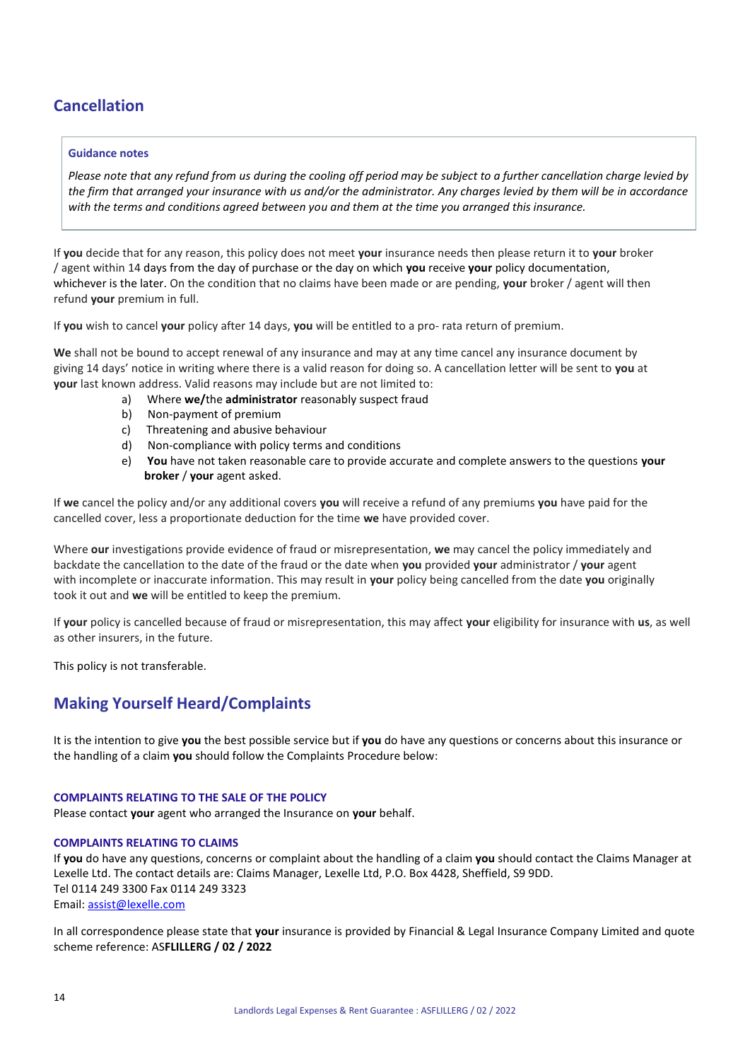## Cancellation

> **Guidance notes**
>
> *Please note that any refund from us during the cooling off period may be subject to a further cancellation charge levied by the firm that arranged your insurance with us and/or the administrator. Any charges levied by them will be in accordance with the terms and conditions agreed between you and them at the time you arranged this insurance.*

If **you** decide that for any reason, this policy does not meet **your** insurance needs then please return it to **your** broker / agent within 14 days from the day of purchase or the day on which **you** receive **your** policy documentation, whichever is the later. On the condition that no claims have been made or are pending, **your** broker / agent will then refund **your** premium in full.

If **you** wish to cancel **your** policy after 14 days, **you** will be entitled to a pro- rata return of premium.

**We** shall not be bound to accept renewal of any insurance and may at any time cancel any insurance document by giving 14 days' notice in writing where there is a valid reason for doing so. A cancellation letter will be sent to **you** at **your** last known address. Valid reasons may include but are not limited to:

a) Where **we/**the **administrator** reasonably suspect fraud
b) Non-payment of premium
c) Threatening and abusive behaviour
d) Non-compliance with policy terms and conditions
e) **You** have not taken reasonable care to provide accurate and complete answers to the questions **your broker** / **your** agent asked.

If **we** cancel the policy and/or any additional covers **you** will receive a refund of any premiums **you** have paid for the cancelled cover, less a proportionate deduction for the time **we** have provided cover.

Where **our** investigations provide evidence of fraud or misrepresentation, **we** may cancel the policy immediately and backdate the cancellation to the date of the fraud or the date when **you** provided **your** administrator / **your** agent with incomplete or inaccurate information. This may result in **your** policy being cancelled from the date **you** originally took it out and **we** will be entitled to keep the premium.

If **your** policy is cancelled because of fraud or misrepresentation, this may affect **your** eligibility for insurance with **us**, as well as other insurers, in the future.

This policy is not transferable.

## Making Yourself Heard/Complaints

It is the intention to give **you** the best possible service but if **you** do have any questions or concerns about this insurance or the handling of a claim **you** should follow the Complaints Procedure below:

### COMPLAINTS RELATING TO THE SALE OF THE POLICY

Please contact **your** agent who arranged the Insurance on **your** behalf.

### COMPLAINTS RELATING TO CLAIMS

If **you** do have any questions, concerns or complaint about the handling of a claim **you** should contact the Claims Manager at Lexelle Ltd. The contact details are: Claims Manager, Lexelle Ltd, P.O. Box 4428, Sheffield, S9 9DD.
Tel 0114 249 3300 Fax 0114 249 3323
Email: assist@lexelle.com

In all correspondence please state that **your** insurance is provided by Financial & Legal Insurance Company Limited and quote scheme reference: AS**FLILLERG / 02 / 2022**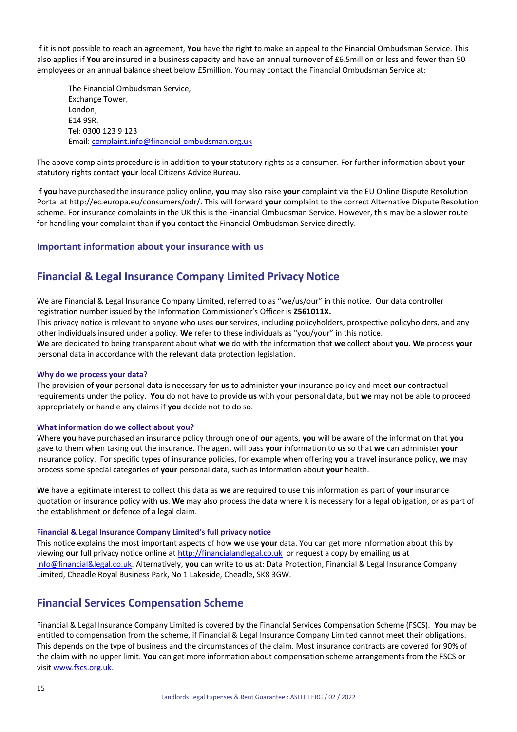If it is not possible to reach an agreement, **You** have the right to make an appeal to the Financial Ombudsman Service. This also applies if **You** are insured in a business capacity and have an annual turnover of £6.5million or less and fewer than 50 employees or an annual balance sheet below £5million. You may contact the Financial Ombudsman Service at:

The Financial Ombudsman Service,
Exchange Tower,
London,
E14 9SR.
Tel: 0300 123 9 123
Email: complaint.info@financial-ombudsman.org.uk

The above complaints procedure is in addition to **your** statutory rights as a consumer. For further information about **your** statutory rights contact **your** local Citizens Advice Bureau.

If **you** have purchased the insurance policy online, **you** may also raise **your** complaint via the EU Online Dispute Resolution Portal at http://ec.europa.eu/consumers/odr/. This will forward **your** complaint to the correct Alternative Dispute Resolution scheme. For insurance complaints in the UK this is the Financial Ombudsman Service. However, this may be a slower route for handling **your** complaint than if **you** contact the Financial Ombudsman Service directly.

### Important information about your insurance with us

## Financial & Legal Insurance Company Limited Privacy Notice

We are Financial & Legal Insurance Company Limited, referred to as "we/us/our" in this notice. Our data controller registration number issued by the Information Commissioner's Officer is **Z561011X.**
This privacy notice is relevant to anyone who uses **our** services, including policyholders, prospective policyholders, and any other individuals insured under a policy. **We** refer to these individuals as "you/your" in this notice.
**We** are dedicated to being transparent about what **we** do with the information that **we** collect about **you**. **We** process **your** personal data in accordance with the relevant data protection legislation.

#### Why do we process your data?

The provision of **your** personal data is necessary for **us** to administer **your** insurance policy and meet **our** contractual requirements under the policy. **You** do not have to provide **us** with your personal data, but **we** may not be able to proceed appropriately or handle any claims if **you** decide not to do so.

#### What information do we collect about you?

Where **you** have purchased an insurance policy through one of **our** agents, **you** will be aware of the information that **you** gave to them when taking out the insurance. The agent will pass **your** information to **us** so that **we** can administer **your** insurance policy. For specific types of insurance policies, for example when offering **you** a travel insurance policy, **we** may process some special categories of **your** personal data, such as information about **your** health.

**We** have a legitimate interest to collect this data as **we** are required to use this information as part of **your** insurance quotation or insurance policy with **us**. **We** may also process the data where it is necessary for a legal obligation, or as part of the establishment or defence of a legal claim.

#### Financial & Legal Insurance Company Limited's full privacy notice

This notice explains the most important aspects of how **we** use **your** data. You can get more information about this by viewing **our** full privacy notice online at http://financialandlegal.co.uk or request a copy by emailing **us** at info@financial&legal.co.uk. Alternatively, **you** can write to **us** at: Data Protection, Financial & Legal Insurance Company Limited, Cheadle Royal Business Park, No 1 Lakeside, Cheadle, SK8 3GW.

## Financial Services Compensation Scheme

Financial & Legal Insurance Company Limited is covered by the Financial Services Compensation Scheme (FSCS). **You** may be entitled to compensation from the scheme, if Financial & Legal Insurance Company Limited cannot meet their obligations. This depends on the type of business and the circumstances of the claim. Most insurance contracts are covered for 90% of the claim with no upper limit. **You** can get more information about compensation scheme arrangements from the FSCS or visit www.fscs.org.uk.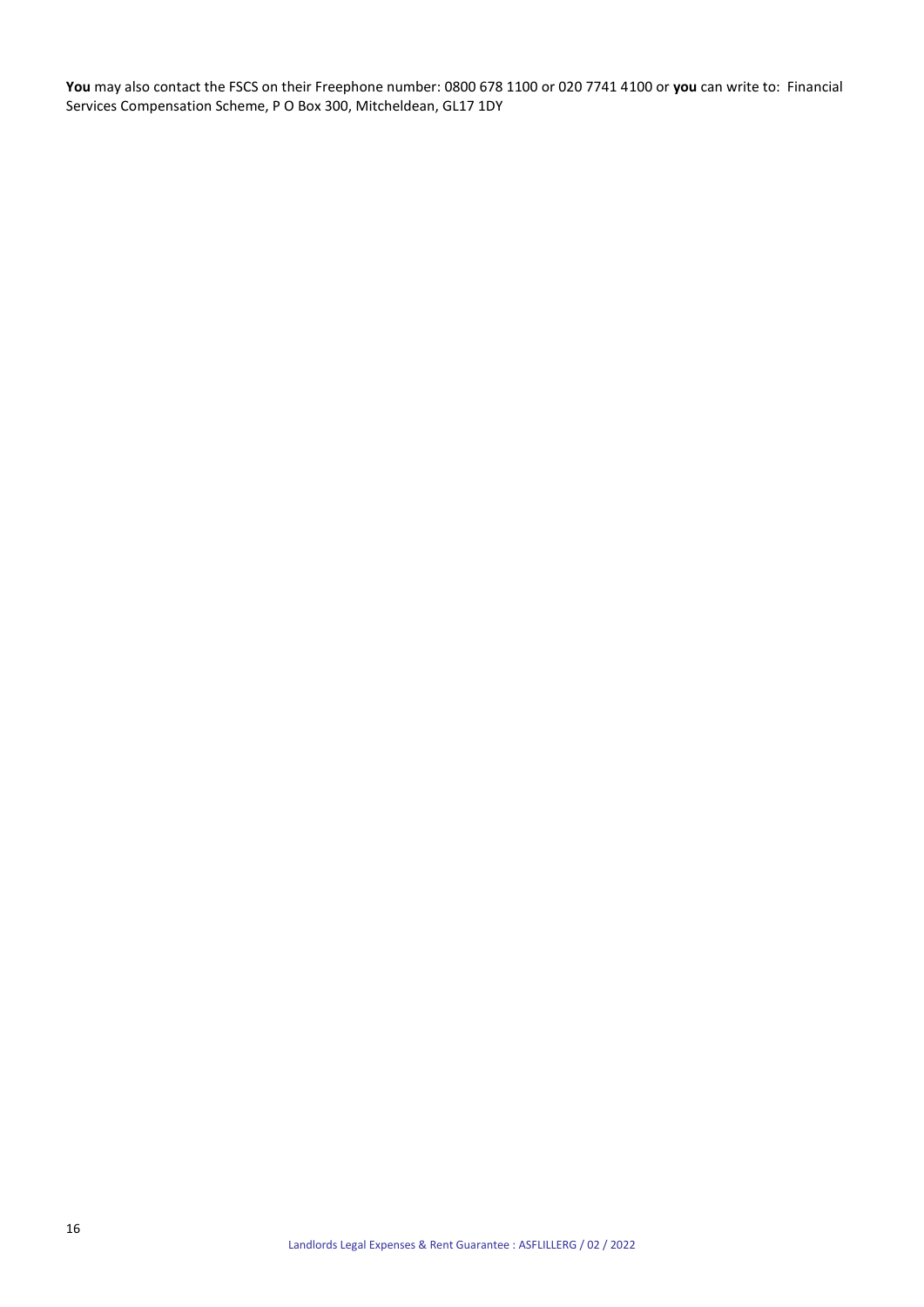**You** may also contact the FSCS on their Freephone number: 0800 678 1100 or 020 7741 4100 or **you** can write to: Financial Services Compensation Scheme, P O Box 300, Mitcheldean, GL17 1DY